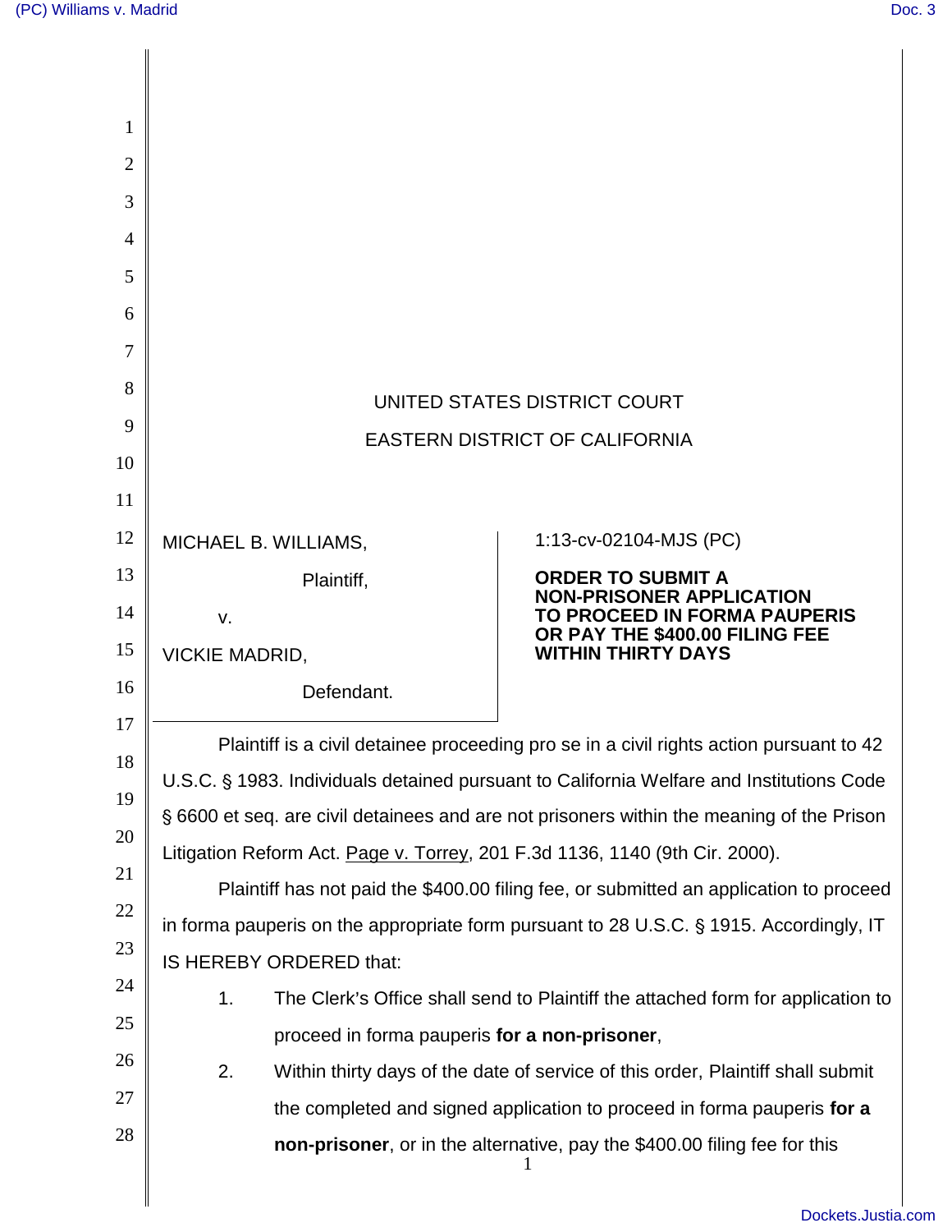UNITED STATES DISTRICT COURT

EASTERN DISTRICT OF CALIFORNIA

| | |
|---|---|
| MICHAEL B. WILLIAMS,<br><br>Plaintiff,<br><br>v.<br><br>VICKIE MADRID,<br><br>Defendant. | 1:13-cv-02104-MJS (PC)<br><br>**ORDER TO SUBMIT A NON-PRISONER APPLICATION TO PROCEED IN FORMA PAUPERIS OR PAY THE $400.00 FILING FEE WITHIN THIRTY DAYS** |

Plaintiff is a civil detainee proceeding pro se in a civil rights action pursuant to 42 U.S.C. § 1983. Individuals detained pursuant to California Welfare and Institutions Code § 6600 et seq. are civil detainees and are not prisoners within the meaning of the Prison Litigation Reform Act. Page v. Torrey, 201 F.3d 1136, 1140 (9th Cir. 2000).

Plaintiff has not paid the $400.00 filing fee, or submitted an application to proceed in forma pauperis on the appropriate form pursuant to 28 U.S.C. § 1915. Accordingly, IT IS HEREBY ORDERED that:

1. The Clerk's Office shall send to Plaintiff the attached form for application to proceed in forma pauperis **for a non-prisoner**,
2. Within thirty days of the date of service of this order, Plaintiff shall submit the completed and signed application to proceed in forma pauperis **for a non-prisoner**, or in the alternative, pay the $400.00 filing fee for this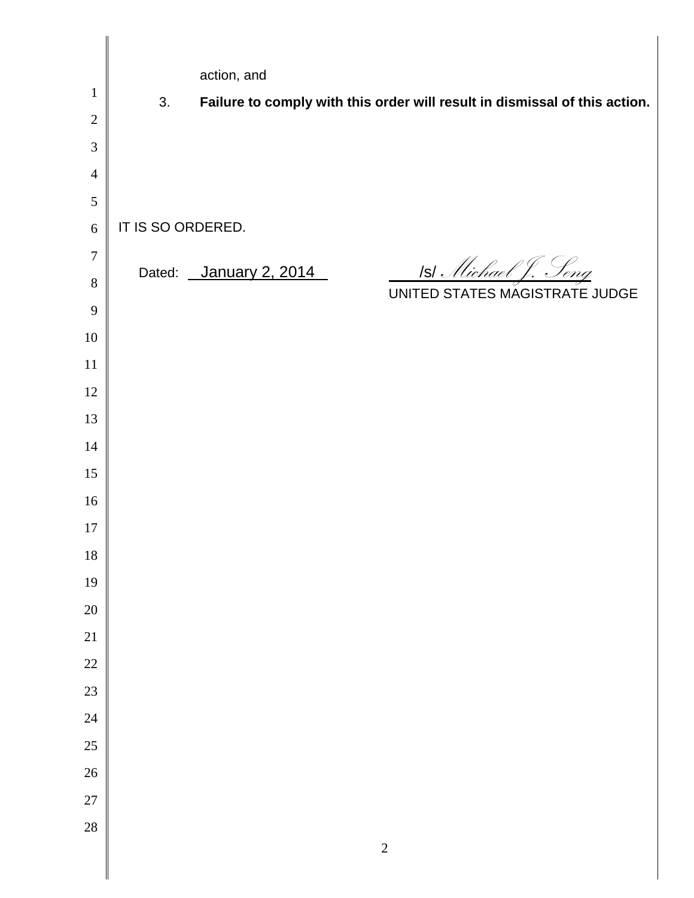action, and

3. **Failure to comply with this order will result in dismissal of this action.**

IT IS SO ORDERED.

Dated: January 2, 2014

/s/ *Michael J. Seng*

UNITED STATES MAGISTRATE JUDGE